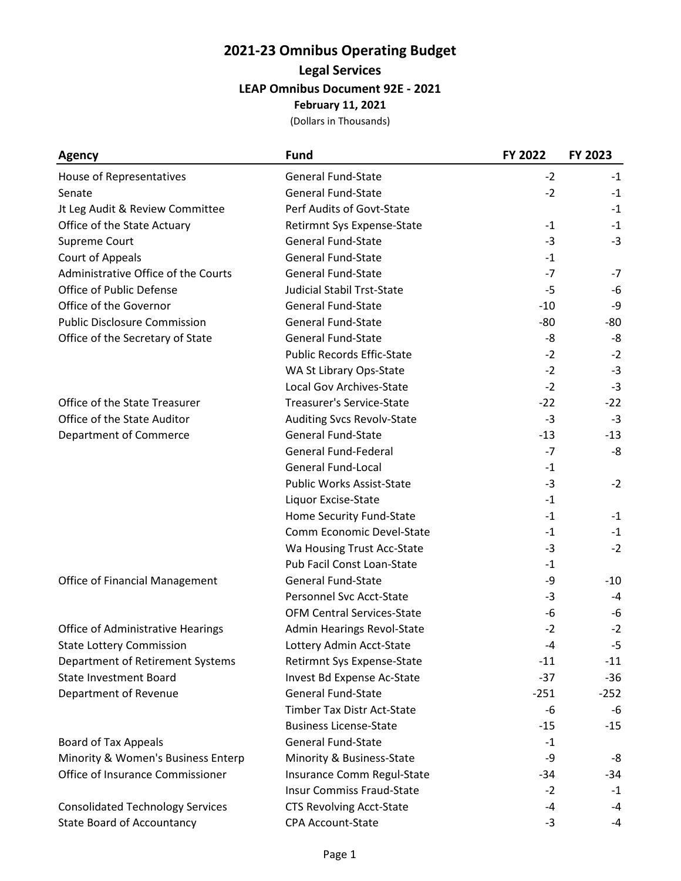# 2021-23 Omnibus Operating Budget

## Legal Services

### LEAP Omnibus Document 92E - 2021

**February 11, 2021**

(Dollars in Thousands)

| Agency | Fund | FY 2022 | FY 2023 |
|---|---|---|---|
| House of Representatives | General Fund-State | -2 | -1 |
| Senate | General Fund-State | -2 | -1 |
| Jt Leg Audit & Review Committee | Perf Audits of Govt-State | | -1 |
| Office of the State Actuary | Retirmnt Sys Expense-State | -1 | -1 |
| Supreme Court | General Fund-State | -3 | -3 |
| Court of Appeals | General Fund-State | -1 | |
| Administrative Office of the Courts | General Fund-State | -7 | -7 |
| Office of Public Defense | Judicial Stabil Trst-State | -5 | -6 |
| Office of the Governor | General Fund-State | -10 | -9 |
| Public Disclosure Commission | General Fund-State | -80 | -80 |
| Office of the Secretary of State | General Fund-State | -8 | -8 |
| | Public Records Effic-State | -2 | -2 |
| | WA St Library Ops-State | -2 | -3 |
| | Local Gov Archives-State | -2 | -3 |
| Office of the State Treasurer | Treasurer's Service-State | -22 | -22 |
| Office of the State Auditor | Auditing Svcs Revolv-State | -3 | -3 |
| Department of Commerce | General Fund-State | -13 | -13 |
| | General Fund-Federal | -7 | -8 |
| | General Fund-Local | -1 | |
| | Public Works Assist-State | -3 | -2 |
| | Liquor Excise-State | -1 | |
| | Home Security Fund-State | -1 | -1 |
| | Comm Economic Devel-State | -1 | -1 |
| | Wa Housing Trust Acc-State | -3 | -2 |
| | Pub Facil Const Loan-State | -1 | |
| Office of Financial Management | General Fund-State | -9 | -10 |
| | Personnel Svc Acct-State | -3 | -4 |
| | OFM Central Services-State | -6 | -6 |
| Office of Administrative Hearings | Admin Hearings Revol-State | -2 | -2 |
| State Lottery Commission | Lottery Admin Acct-State | -4 | -5 |
| Department of Retirement Systems | Retirmnt Sys Expense-State | -11 | -11 |
| State Investment Board | Invest Bd Expense Ac-State | -37 | -36 |
| Department of Revenue | General Fund-State | -251 | -252 |
| | Timber Tax Distr Act-State | -6 | -6 |
| | Business License-State | -15 | -15 |
| Board of Tax Appeals | General Fund-State | -1 | |
| Minority & Women's Business Enterp | Minority & Business-State | -9 | -8 |
| Office of Insurance Commissioner | Insurance Comm Regul-State | -34 | -34 |
| | Insur Commiss Fraud-State | -2 | -1 |
| Consolidated Technology Services | CTS Revolving Acct-State | -4 | -4 |
| State Board of Accountancy | CPA Account-State | -3 | -4 |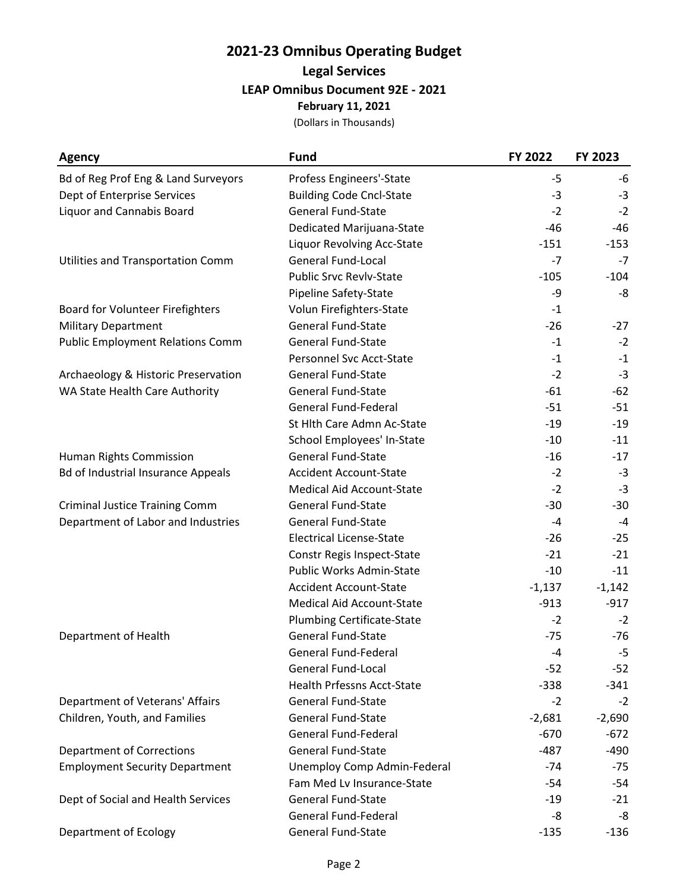# 2021-23 Omnibus Operating Budget

## Legal Services

### LEAP Omnibus Document 92E - 2021

**February 11, 2021**

(Dollars in Thousands)

| Agency | Fund | FY 2022 | FY 2023 |
|---|---|---|---|
| Bd of Reg Prof Eng & Land Surveyors | Profess Engineers'-State | -5 | -6 |
| Dept of Enterprise Services | Building Code Cncl-State | -3 | -3 |
| Liquor and Cannabis Board | General Fund-State | -2 | -2 |
| | Dedicated Marijuana-State | -46 | -46 |
| | Liquor Revolving Acc-State | -151 | -153 |
| Utilities and Transportation Comm | General Fund-Local | -7 | -7 |
| | Public Srvc Revlv-State | -105 | -104 |
| | Pipeline Safety-State | -9 | -8 |
| Board for Volunteer Firefighters | Volun Firefighters-State | -1 | |
| Military Department | General Fund-State | -26 | -27 |
| Public Employment Relations Comm | General Fund-State | -1 | -2 |
| | Personnel Svc Acct-State | -1 | -1 |
| Archaeology & Historic Preservation | General Fund-State | -2 | -3 |
| WA State Health Care Authority | General Fund-State | -61 | -62 |
| | General Fund-Federal | -51 | -51 |
| | St Hlth Care Admn Ac-State | -19 | -19 |
| | School Employees' In-State | -10 | -11 |
| Human Rights Commission | General Fund-State | -16 | -17 |
| Bd of Industrial Insurance Appeals | Accident Account-State | -2 | -3 |
| | Medical Aid Account-State | -2 | -3 |
| Criminal Justice Training Comm | General Fund-State | -30 | -30 |
| Department of Labor and Industries | General Fund-State | -4 | -4 |
| | Electrical License-State | -26 | -25 |
| | Constr Regis Inspect-State | -21 | -21 |
| | Public Works Admin-State | -10 | -11 |
| | Accident Account-State | -1,137 | -1,142 |
| | Medical Aid Account-State | -913 | -917 |
| | Plumbing Certificate-State | -2 | -2 |
| Department of Health | General Fund-State | -75 | -76 |
| | General Fund-Federal | -4 | -5 |
| | General Fund-Local | -52 | -52 |
| | Health Prfessns Acct-State | -338 | -341 |
| Department of Veterans' Affairs | General Fund-State | -2 | -2 |
| Children, Youth, and Families | General Fund-State | -2,681 | -2,690 |
| | General Fund-Federal | -670 | -672 |
| Department of Corrections | General Fund-State | -487 | -490 |
| Employment Security Department | Unemploy Comp Admin-Federal | -74 | -75 |
| | Fam Med Lv Insurance-State | -54 | -54 |
| Dept of Social and Health Services | General Fund-State | -19 | -21 |
| | General Fund-Federal | -8 | -8 |
| Department of Ecology | General Fund-State | -135 | -136 |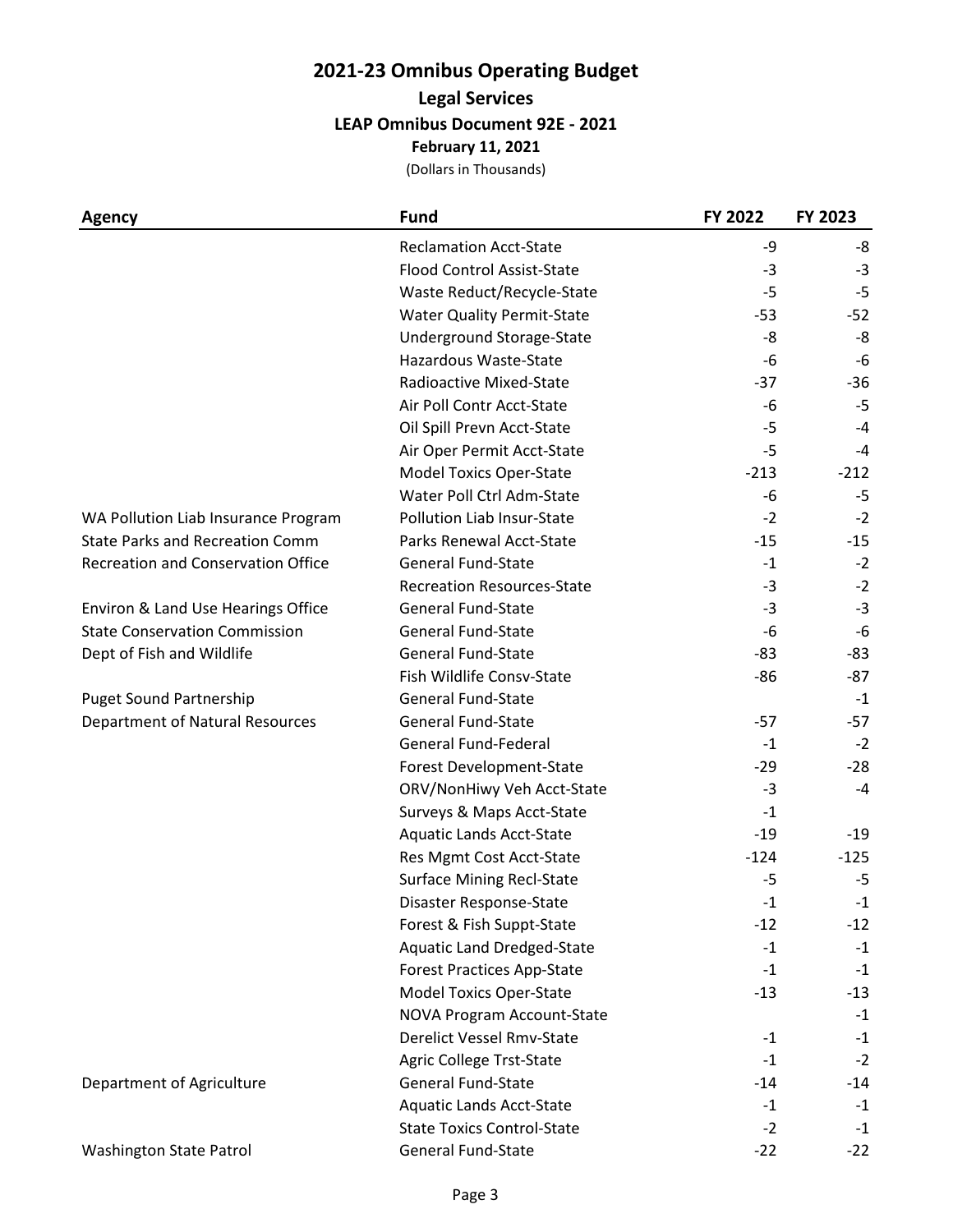# 2021-23 Omnibus Operating Budget

## Legal Services

### LEAP Omnibus Document 92E - 2021

**February 11, 2021**

(Dollars in Thousands)

| Agency | Fund | FY 2022 | FY 2023 |
|---|---|---|---|
| | Reclamation Acct-State | -9 | -8 |
| | Flood Control Assist-State | -3 | -3 |
| | Waste Reduct/Recycle-State | -5 | -5 |
| | Water Quality Permit-State | -53 | -52 |
| | Underground Storage-State | -8 | -8 |
| | Hazardous Waste-State | -6 | -6 |
| | Radioactive Mixed-State | -37 | -36 |
| | Air Poll Contr Acct-State | -6 | -5 |
| | Oil Spill Prevn Acct-State | -5 | -4 |
| | Air Oper Permit Acct-State | -5 | -4 |
| | Model Toxics Oper-State | -213 | -212 |
| | Water Poll Ctrl Adm-State | -6 | -5 |
| WA Pollution Liab Insurance Program | Pollution Liab Insur-State | -2 | -2 |
| State Parks and Recreation Comm | Parks Renewal Acct-State | -15 | -15 |
| Recreation and Conservation Office | General Fund-State | -1 | -2 |
| | Recreation Resources-State | -3 | -2 |
| Environ & Land Use Hearings Office | General Fund-State | -3 | -3 |
| State Conservation Commission | General Fund-State | -6 | -6 |
| Dept of Fish and Wildlife | General Fund-State | -83 | -83 |
| | Fish Wildlife Consv-State | -86 | -87 |
| Puget Sound Partnership | General Fund-State | | -1 |
| Department of Natural Resources | General Fund-State | -57 | -57 |
| | General Fund-Federal | -1 | -2 |
| | Forest Development-State | -29 | -28 |
| | ORV/NonHiwy Veh Acct-State | -3 | -4 |
| | Surveys & Maps Acct-State | -1 | |
| | Aquatic Lands Acct-State | -19 | -19 |
| | Res Mgmt Cost Acct-State | -124 | -125 |
| | Surface Mining Recl-State | -5 | -5 |
| | Disaster Response-State | -1 | -1 |
| | Forest & Fish Suppt-State | -12 | -12 |
| | Aquatic Land Dredged-State | -1 | -1 |
| | Forest Practices App-State | -1 | -1 |
| | Model Toxics Oper-State | -13 | -13 |
| | NOVA Program Account-State | | -1 |
| | Derelict Vessel Rmv-State | -1 | -1 |
| | Agric College Trst-State | -1 | -2 |
| Department of Agriculture | General Fund-State | -14 | -14 |
| | Aquatic Lands Acct-State | -1 | -1 |
| | State Toxics Control-State | -2 | -1 |
| Washington State Patrol | General Fund-State | -22 | -22 |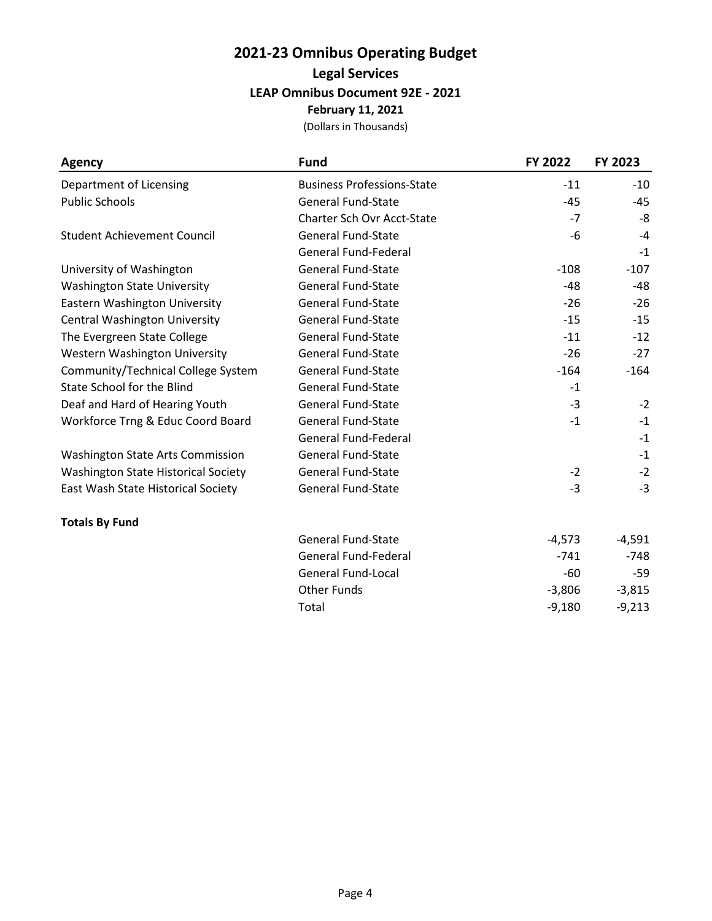# 2021-23 Omnibus Operating Budget

## Legal Services

### LEAP Omnibus Document 92E - 2021

**February 11, 2021**

(Dollars in Thousands)

| Agency | Fund | FY 2022 | FY 2023 |
|---|---|---|---|
| Department of Licensing | Business Professions-State | -11 | -10 |
| Public Schools | General Fund-State | -45 | -45 |
| | Charter Sch Ovr Acct-State | -7 | -8 |
| Student Achievement Council | General Fund-State | -6 | -4 |
| | General Fund-Federal | | -1 |
| University of Washington | General Fund-State | -108 | -107 |
| Washington State University | General Fund-State | -48 | -48 |
| Eastern Washington University | General Fund-State | -26 | -26 |
| Central Washington University | General Fund-State | -15 | -15 |
| The Evergreen State College | General Fund-State | -11 | -12 |
| Western Washington University | General Fund-State | -26 | -27 |
| Community/Technical College System | General Fund-State | -164 | -164 |
| State School for the Blind | General Fund-State | -1 | |
| Deaf and Hard of Hearing Youth | General Fund-State | -3 | -2 |
| Workforce Trng & Educ Coord Board | General Fund-State | -1 | -1 |
| | General Fund-Federal | | -1 |
| Washington State Arts Commission | General Fund-State | | -1 |
| Washington State Historical Society | General Fund-State | -2 | -2 |
| East Wash State Historical Society | General Fund-State | -3 | -3 |
| **Totals By Fund** | | | |
| | General Fund-State | -4,573 | -4,591 |
| | General Fund-Federal | -741 | -748 |
| | General Fund-Local | -60 | -59 |
| | Other Funds | -3,806 | -3,815 |
| | Total | -9,180 | -9,213 |